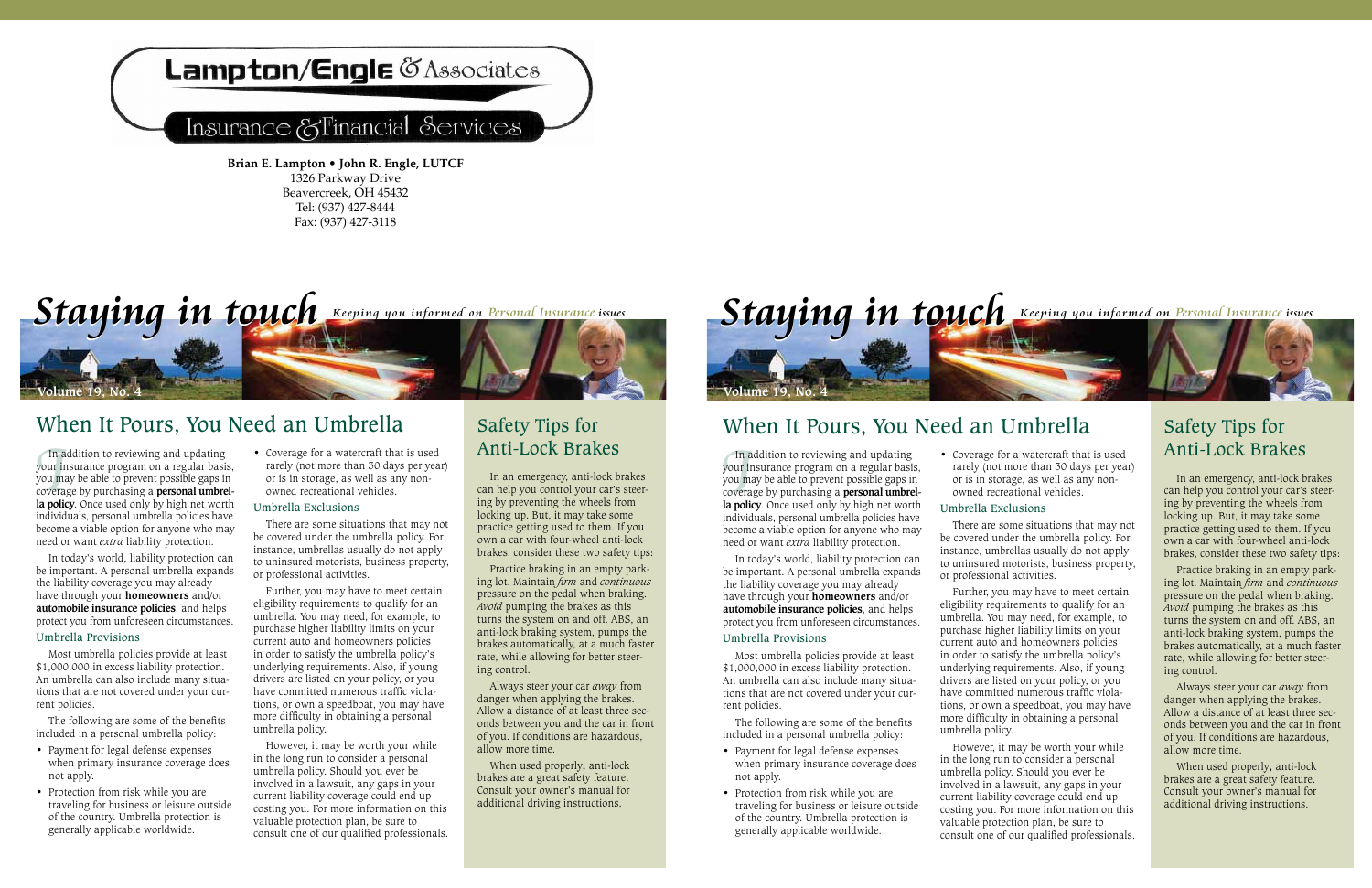**Lampton/Engle** & Associates

Insurance & Financial Services

**Brian E. Lampton • John R. Engle, LUTCF**
1326 Parkway Drive
Beavercreek, OH 45432
Tel: (937) 427-8444
Fax: (937) 427-3118

# *Staying in touch* *Keeping you informed on Personal Insurance issues*

Volume 19, No. 4

## When It Pours, You Need an Umbrella

In addition to reviewing and updating your insurance program on a regular basis, you may be able to prevent possible gaps in coverage by purchasing a **personal umbrella policy**. Once used only by high net worth individuals, personal umbrella policies have become a viable option for anyone who may need or want *extra* liability protection.

In today's world, liability protection can be important. A personal umbrella expands the liability coverage you may already have through your **homeowners** and/or **automobile insurance policies**, and helps protect you from unforeseen circumstances.

### Umbrella Provisions

Most umbrella policies provide at least $1,000,000 in excess liability protection. An umbrella can also include many situations that are not covered under your current policies.

The following are some of the benefits included in a personal umbrella policy:

- Payment for legal defense expenses when primary insurance coverage does not apply.
- Protection from risk while you are traveling for business or leisure outside of the country. Umbrella protection is generally applicable worldwide.
- Coverage for a watercraft that is used rarely (not more than 30 days per year) or is in storage, as well as any non-owned recreational vehicles.

### Umbrella Exclusions

There are some situations that may not be covered under the umbrella policy. For instance, umbrellas usually do not apply to uninsured motorists, business property, or professional activities.

Further, you may have to meet certain eligibility requirements to qualify for an umbrella. You may need, for example, to purchase higher liability limits on your current auto and homeowners policies in order to satisfy the umbrella policy's underlying requirements. Also, if young drivers are listed on your policy, or you have committed numerous traffic violations, or own a speedboat, you may have more difficulty in obtaining a personal umbrella policy.

However, it may be worth your while in the long run to consider a personal umbrella policy. Should you ever be involved in a lawsuit, any gaps in your current liability coverage could end up costing you. For more information on this valuable protection plan, be sure to consult one of our qualified professionals.

## Safety Tips for Anti-Lock Brakes

In an emergency, anti-lock brakes can help you control your car's steering by preventing the wheels from locking up. But, it may take some practice getting used to them. If you own a car with four-wheel anti-lock brakes, consider these two safety tips:

Practice braking in an empty parking lot. Maintain *firm* and *continuous* pressure on the pedal when braking. *Avoid* pumping the brakes as this turns the system on and off. ABS, an anti-lock braking system, pumps the brakes automatically, at a much faster rate, while allowing for better steering control.

Always steer your car *away* from danger when applying the brakes. Allow a distance of at least three seconds between you and the car in front of you. If conditions are hazardous, allow more time.

When used properly, anti-lock brakes are a great safety feature. Consult your owner's manual for additional driving instructions.

# *Staying in touch* *Keeping you informed on Personal Insurance issues*

Volume 19, No. 4

## When It Pours, You Need an Umbrella

In addition to reviewing and updating your insurance program on a regular basis, you may be able to prevent possible gaps in coverage by purchasing a **personal umbrella policy**. Once used only by high net worth individuals, personal umbrella policies have become a viable option for anyone who may need or want *extra* liability protection.

In today's world, liability protection can be important. A personal umbrella expands the liability coverage you may already have through your **homeowners** and/or **automobile insurance policies**, and helps protect you from unforeseen circumstances.

### Umbrella Provisions

Most umbrella policies provide at least $1,000,000 in excess liability protection. An umbrella can also include many situations that are not covered under your current policies.

The following are some of the benefits included in a personal umbrella policy:

- Payment for legal defense expenses when primary insurance coverage does not apply.
- Protection from risk while you are traveling for business or leisure outside of the country. Umbrella protection is generally applicable worldwide.
- Coverage for a watercraft that is used rarely (not more than 30 days per year) or is in storage, as well as any non-owned recreational vehicles.

### Umbrella Exclusions

There are some situations that may not be covered under the umbrella policy. For instance, umbrellas usually do not apply to uninsured motorists, business property, or professional activities.

Further, you may have to meet certain eligibility requirements to qualify for an umbrella. You may need, for example, to purchase higher liability limits on your current auto and homeowners policies in order to satisfy the umbrella policy's underlying requirements. Also, if young drivers are listed on your policy, or you have committed numerous traffic violations, or own a speedboat, you may have more difficulty in obtaining a personal umbrella policy.

However, it may be worth your while in the long run to consider a personal umbrella policy. Should you ever be involved in a lawsuit, any gaps in your current liability coverage could end up costing you. For more information on this valuable protection plan, be sure to consult one of our qualified professionals.

## Safety Tips for Anti-Lock Brakes

In an emergency, anti-lock brakes can help you control your car's steering by preventing the wheels from locking up. But, it may take some practice getting used to them. If you own a car with four-wheel anti-lock brakes, consider these two safety tips:

Practice braking in an empty parking lot. Maintain *firm* and *continuous* pressure on the pedal when braking. *Avoid* pumping the brakes as this turns the system on and off. ABS, an anti-lock braking system, pumps the brakes automatically, at a much faster rate, while allowing for better steering control.

Always steer your car *away* from danger when applying the brakes. Allow a distance of at least three seconds between you and the car in front of you. If conditions are hazardous, allow more time.

When used properly, anti-lock brakes are a great safety feature. Consult your owner's manual for additional driving instructions.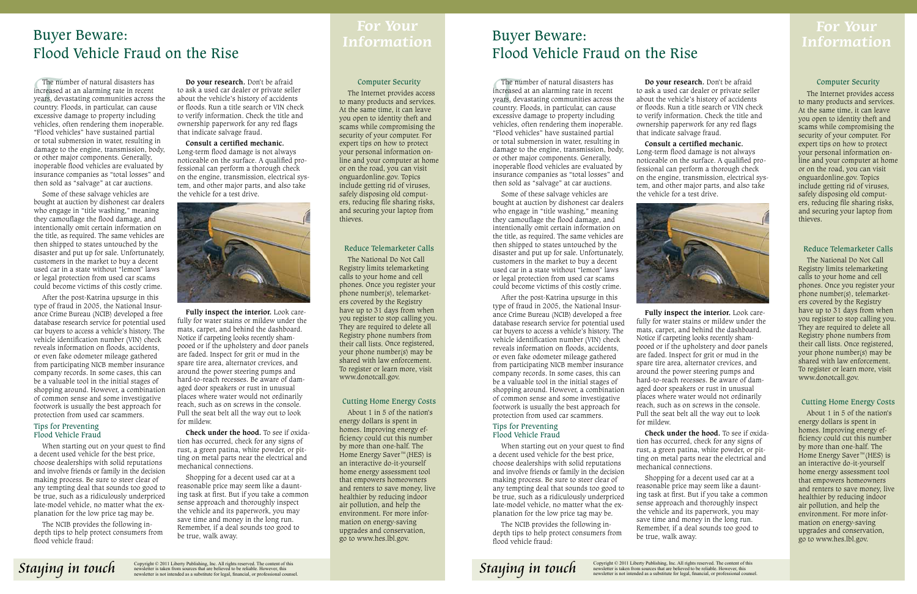# Buyer Beware: Flood Vehicle Fraud on the Rise

The number of natural disasters has increased at an alarming rate in recent years, devastating communities across the country. Floods, in particular, can cause excessive damage to property including vehicles, often rendering them inoperable. "Flood vehicles" have sustained partial or total submersion in water, resulting in damage to the engine, transmission, body, or other major components. Generally, inoperable flood vehicles are evaluated by insurance companies as "total losses" and then sold as "salvage" at car auctions.

Some of these salvage vehicles are bought at auction by dishonest car dealers who engage in "title washing," meaning they camouflage the flood damage, and intentionally omit certain information on the title, as required. The same vehicles are then shipped to states untouched by the disaster and put up for sale. Unfortunately, customers in the market to buy a decent used car in a state without "lemon" laws or legal protection from used car scams could become victims of this costly crime.

After the post-Katrina upsurge in this type of fraud in 2005, the National Insurance Crime Bureau (NCIB) developed a free database research service for potential used car buyers to access a vehicle's history. The vehicle identification number (VIN) check reveals information on floods, accidents, or even fake odometer mileage gathered from participating NICB member insurance company records. In some cases, this can be a valuable tool in the initial stages of shopping around. However, a combination of common sense and some investigative footwork is usually the best approach for protection from used car scammers.

## Tips for Preventing Flood Vehicle Fraud

When starting out on your quest to find a decent used vehicle for the best price, choose dealerships with solid reputations and involve friends or family in the decision making process. Be sure to steer clear of any tempting deal that sounds too good to be true, such as a ridiculously underpriced late-model vehicle, no matter what the explanation for the low price tag may be.

The NCIB provides the following in-depth tips to help protect consumers from flood vehicle fraud:

**Do your research.** Don't be afraid to ask a used car dealer or private seller about the vehicle's history of accidents or floods. Run a title search or VIN check to verify information. Check the title and ownership paperwork for any red flags that indicate salvage fraud.

**Consult a certified mechanic.** Long-term flood damage is not always noticeable on the surface. A qualified professional can perform a thorough check on the engine, transmission, electrical system, and other major parts, and also take the vehicle for a test drive.

**Fully inspect the interior.** Look carefully for water stains or mildew under the mats, carpet, and behind the dashboard. Notice if carpeting looks recently shampooed or if the upholstery and door panels are faded. Inspect for grit or mud in the spare tire area, alternator crevices, and around the power steering pumps and hard-to-reach recesses. Be aware of damaged door speakers or rust in unusual places where water would not ordinarily reach, such as on screws in the console. Pull the seat belt all the way out to look for mildew.

**Check under the hood.** To see if oxidation has occurred, check for any signs of rust, a green patina, white powder, or pitting on metal parts near the electrical and mechanical connections.

Shopping for a decent used car at a reasonable price may seem like a daunting task at first. But if you take a common sense approach and thoroughly inspect the vehicle and its paperwork, you may save time and money in the long run. Remember, if a deal sounds too good to be true, walk away.

# For Your Information

## Computer Security

The Internet provides access to many products and services. At the same time, it can leave you open to identity theft and scams while compromising the security of your computer. For expert tips on how to protect your personal information online and your computer at home or on the road, you can visit onguardonline.gov. Topics include getting rid of viruses, safely disposing old computers, reducing file sharing risks, and securing your laptop from thieves.

## Reduce Telemarketer Calls

The National Do Not Call Registry limits telemarketing calls to your home and cell phones. Once you register your phone number(s), telemarketers covered by the Registry have up to 31 days from when you register to stop calling you. They are required to delete all Registry phone numbers from their call lists. Once registered, your phone number(s) may be shared with law enforcement. To register or learn more, visit www.donotcall.gov.

## Cutting Home Energy Costs

About 1 in 5 of the nation's energy dollars is spent in homes. Improving energy efficiency could cut this number by more than one-half. The Home Energy Saver™ (HES) is an interactive do-it-yourself home energy assessment tool that empowers homeowners and renters to save money, live healthier by reducing indoor air pollution, and help the environment. For more information on energy-saving upgrades and conservation, go to www.hes.lbl.gov.

*Staying in touch*

Copyright © 2011 Liberty Publishing, Inc. All rights reserved. The content of this newsletter is taken from sources that are believed to be reliable. However, this newsletter is not intended as a substitute for legal, financial, or professional counsel.

# Buyer Beware: Flood Vehicle Fraud on the Rise

The number of natural disasters has increased at an alarming rate in recent years, devastating communities across the country. Floods, in particular, can cause excessive damage to property including vehicles, often rendering them inoperable. "Flood vehicles" have sustained partial or total submersion in water, resulting in damage to the engine, transmission, body, or other major components. Generally, inoperable flood vehicles are evaluated by insurance companies as "total losses" and then sold as "salvage" at car auctions.

Some of these salvage vehicles are bought at auction by dishonest car dealers who engage in "title washing," meaning they camouflage the flood damage, and intentionally omit certain information on the title, as required. The same vehicles are then shipped to states untouched by the disaster and put up for sale. Unfortunately, customers in the market to buy a decent used car in a state without "lemon" laws or legal protection from used car scams could become victims of this costly crime.

After the post-Katrina upsurge in this type of fraud in 2005, the National Insurance Crime Bureau (NCIB) developed a free database research service for potential used car buyers to access a vehicle's history. The vehicle identification number (VIN) check reveals information on floods, accidents, or even fake odometer mileage gathered from participating NICB member insurance company records. In some cases, this can be a valuable tool in the initial stages of shopping around. However, a combination of common sense and some investigative footwork is usually the best approach for protection from used car scammers.

## Tips for Preventing Flood Vehicle Fraud

When starting out on your quest to find a decent used vehicle for the best price, choose dealerships with solid reputations and involve friends or family in the decision making process. Be sure to steer clear of any tempting deal that sounds too good to be true, such as a ridiculously underpriced late-model vehicle, no matter what the explanation for the low price tag may be.

The NCIB provides the following in-depth tips to help protect consumers from flood vehicle fraud:

**Do your research.** Don't be afraid to ask a used car dealer or private seller about the vehicle's history of accidents or floods. Run a title search or VIN check to verify information. Check the title and ownership paperwork for any red flags that indicate salvage fraud.

**Consult a certified mechanic.** Long-term flood damage is not always noticeable on the surface. A qualified professional can perform a thorough check on the engine, transmission, electrical system, and other major parts, and also take the vehicle for a test drive.

**Fully inspect the interior.** Look carefully for water stains or mildew under the mats, carpet, and behind the dashboard. Notice if carpeting looks recently shampooed or if the upholstery and door panels are faded. Inspect for grit or mud in the spare tire area, alternator crevices, and around the power steering pumps and hard-to-reach recesses. Be aware of damaged door speakers or rust in unusual places where water would not ordinarily reach, such as on screws in the console. Pull the seat belt all the way out to look for mildew.

**Check under the hood.** To see if oxidation has occurred, check for any signs of rust, a green patina, white powder, or pitting on metal parts near the electrical and mechanical connections.

Shopping for a decent used car at a reasonable price may seem like a daunting task at first. But if you take a common sense approach and thoroughly inspect the vehicle and its paperwork, you may save time and money in the long run. Remember, if a deal sounds too good to be true, walk away.

# For Your Information

## Computer Security

The Internet provides access to many products and services. At the same time, it can leave you open to identity theft and scams while compromising the security of your computer. For expert tips on how to protect your personal information online and your computer at home or on the road, you can visit onguardonline.gov. Topics include getting rid of viruses, safely disposing old computers, reducing file sharing risks, and securing your laptop from thieves.

## Reduce Telemarketer Calls

The National Do Not Call Registry limits telemarketing calls to your home and cell phones. Once you register your phone number(s), telemarketers covered by the Registry have up to 31 days from when you register to stop calling you. They are required to delete all Registry phone numbers from their call lists. Once registered, your phone number(s) may be shared with law enforcement. To register or learn more, visit www.donotcall.gov.

## Cutting Home Energy Costs

About 1 in 5 of the nation's energy dollars is spent in homes. Improving energy efficiency could cut this number by more than one-half. The Home Energy Saver™ (HES) is an interactive do-it-yourself home energy assessment tool that empowers homeowners and renters to save money, live healthier by reducing indoor air pollution, and help the environment. For more information on energy-saving upgrades and conservation, go to www.hes.lbl.gov.

*Staying in touch*

Copyright © 2011 Liberty Publishing, Inc. All rights reserved. The content of this newsletter is taken from sources that are believed to be reliable. However, this newsletter is not intended as a substitute for legal, financial, or professional counsel.